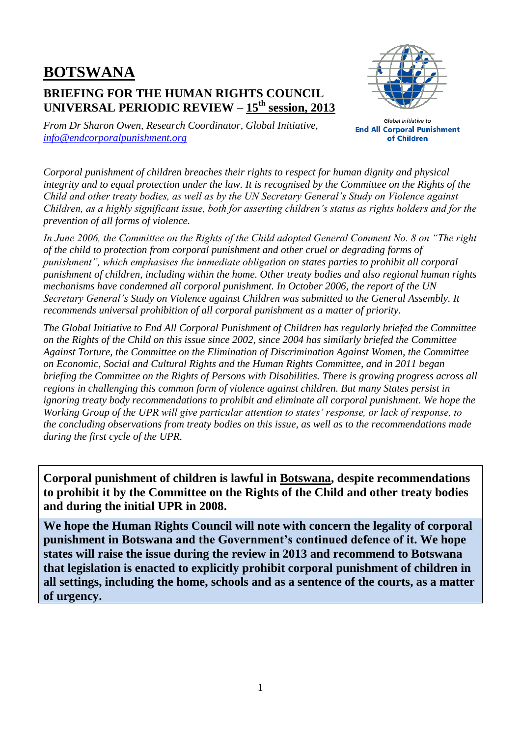# BOTSWANA

## BRIEFING FOR THE HUMAN RIGHTS COUNCIL UNIVERSAL PERIODIC REVIEW – 15th session, 2013

*From Dr Sharon Owen, Research Coordinator, Global Initiative, info@endcorporalpunishment.org*

Global Initiative to **End All Corporal Punishment of Children**

*Corporal punishment of children breaches their rights to respect for human dignity and physical integrity and to equal protection under the law. It is recognised by the Committee on the Rights of the Child and other treaty bodies, as well as by the UN Secretary General's Study on Violence against Children, as a highly significant issue, both for asserting children's status as rights holders and for the prevention of all forms of violence.*

*In June 2006, the Committee on the Rights of the Child adopted General Comment No. 8 on "The right of the child to protection from corporal punishment and other cruel or degrading forms of punishment", which emphasises the immediate obligation on states parties to prohibit all corporal punishment of children, including within the home. Other treaty bodies and also regional human rights mechanisms have condemned all corporal punishment. In October 2006, the report of the UN Secretary General's Study on Violence against Children was submitted to the General Assembly. It recommends universal prohibition of all corporal punishment as a matter of priority.*

*The Global Initiative to End All Corporal Punishment of Children has regularly briefed the Committee on the Rights of the Child on this issue since 2002, since 2004 has similarly briefed the Committee Against Torture, the Committee on the Elimination of Discrimination Against Women, the Committee on Economic, Social and Cultural Rights and the Human Rights Committee, and in 2011 began briefing the Committee on the Rights of Persons with Disabilities. There is growing progress across all regions in challenging this common form of violence against children. But many States persist in ignoring treaty body recommendations to prohibit and eliminate all corporal punishment. We hope the Working Group of the UPR will give particular attention to states' response, or lack of response, to the concluding observations from treaty bodies on this issue, as well as to the recommendations made during the first cycle of the UPR.*

**Corporal punishment of children is lawful in Botswana, despite recommendations to prohibit it by the Committee on the Rights of the Child and other treaty bodies and during the initial UPR in 2008.**

**We hope the Human Rights Council will note with concern the legality of corporal punishment in Botswana and the Government's continued defence of it. We hope states will raise the issue during the review in 2013 and recommend to Botswana that legislation is enacted to explicitly prohibit corporal punishment of children in all settings, including the home, schools and as a sentence of the courts, as a matter of urgency.**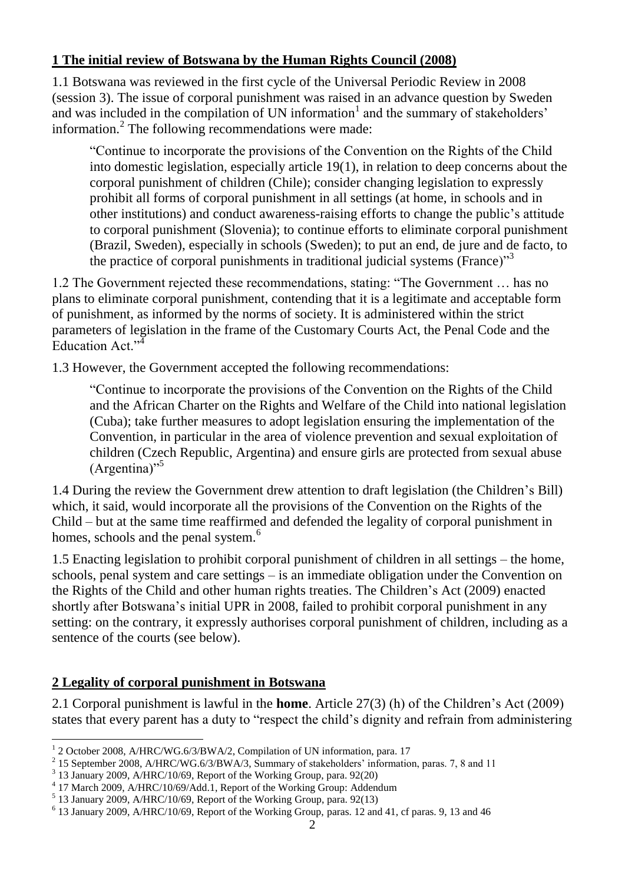## 1 The initial review of Botswana by the Human Rights Council (2008)

1.1 Botswana was reviewed in the first cycle of the Universal Periodic Review in 2008 (session 3). The issue of corporal punishment was raised in an advance question by Sweden and was included in the compilation of UN information[1] and the summary of stakeholders' information.[2] The following recommendations were made:

> "Continue to incorporate the provisions of the Convention on the Rights of the Child into domestic legislation, especially article 19(1), in relation to deep concerns about the corporal punishment of children (Chile); consider changing legislation to expressly prohibit all forms of corporal punishment in all settings (at home, in schools and in other institutions) and conduct awareness-raising efforts to change the public's attitude to corporal punishment (Slovenia); to continue efforts to eliminate corporal punishment (Brazil, Sweden), especially in schools (Sweden); to put an end, de jure and de facto, to the practice of corporal punishments in traditional judicial systems (France)"[3]

1.2 The Government rejected these recommendations, stating: "The Government … has no plans to eliminate corporal punishment, contending that it is a legitimate and acceptable form of punishment, as informed by the norms of society. It is administered within the strict parameters of legislation in the frame of the Customary Courts Act, the Penal Code and the Education Act."[4]

1.3 However, the Government accepted the following recommendations:

> "Continue to incorporate the provisions of the Convention on the Rights of the Child and the African Charter on the Rights and Welfare of the Child into national legislation (Cuba); take further measures to adopt legislation ensuring the implementation of the Convention, in particular in the area of violence prevention and sexual exploitation of children (Czech Republic, Argentina) and ensure girls are protected from sexual abuse (Argentina)"[5]

1.4 During the review the Government drew attention to draft legislation (the Children's Bill) which, it said, would incorporate all the provisions of the Convention on the Rights of the Child – but at the same time reaffirmed and defended the legality of corporal punishment in homes, schools and the penal system.[6]

1.5 Enacting legislation to prohibit corporal punishment of children in all settings – the home, schools, penal system and care settings – is an immediate obligation under the Convention on the Rights of the Child and other human rights treaties. The Children's Act (2009) enacted shortly after Botswana's initial UPR in 2008, failed to prohibit corporal punishment in any setting: on the contrary, it expressly authorises corporal punishment of children, including as a sentence of the courts (see below).

## 2 Legality of corporal punishment in Botswana

2.1 Corporal punishment is lawful in the **home**. Article 27(3) (h) of the Children's Act (2009) states that every parent has a duty to "respect the child's dignity and refrain from administering

---

[1] 2 October 2008, A/HRC/WG.6/3/BWA/2, Compilation of UN information, para. 17

[2] 15 September 2008, A/HRC/WG.6/3/BWA/3, Summary of stakeholders' information, paras. 7, 8 and 11

[3] 13 January 2009, A/HRC/10/69, Report of the Working Group, para. 92(20)

[4] 17 March 2009, A/HRC/10/69/Add.1, Report of the Working Group: Addendum

[5] 13 January 2009, A/HRC/10/69, Report of the Working Group, para. 92(13)

[6] 13 January 2009, A/HRC/10/69, Report of the Working Group, paras. 12 and 41, cf paras. 9, 13 and 46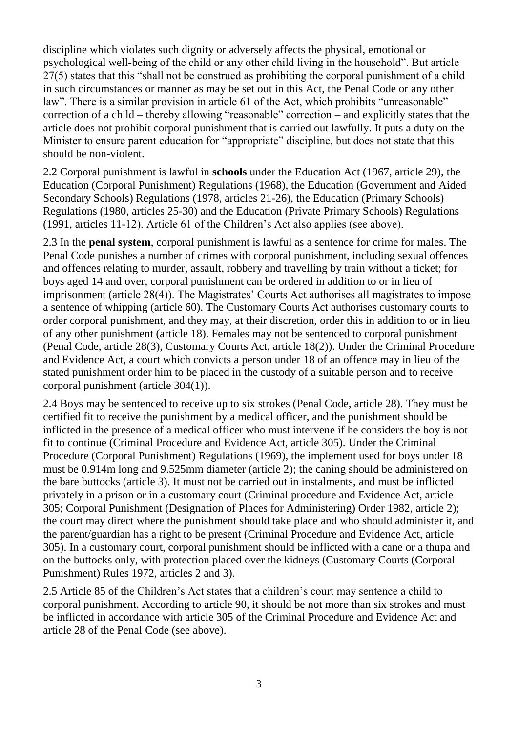discipline which violates such dignity or adversely affects the physical, emotional or psychological well-being of the child or any other child living in the household". But article 27(5) states that this "shall not be construed as prohibiting the corporal punishment of a child in such circumstances or manner as may be set out in this Act, the Penal Code or any other law". There is a similar provision in article 61 of the Act, which prohibits "unreasonable" correction of a child – thereby allowing "reasonable" correction – and explicitly states that the article does not prohibit corporal punishment that is carried out lawfully. It puts a duty on the Minister to ensure parent education for "appropriate" discipline, but does not state that this should be non-violent.

2.2 Corporal punishment is lawful in **schools** under the Education Act (1967, article 29), the Education (Corporal Punishment) Regulations (1968), the Education (Government and Aided Secondary Schools) Regulations (1978, articles 21-26), the Education (Primary Schools) Regulations (1980, articles 25-30) and the Education (Private Primary Schools) Regulations (1991, articles 11-12). Article 61 of the Children's Act also applies (see above).

2.3 In the **penal system**, corporal punishment is lawful as a sentence for crime for males. The Penal Code punishes a number of crimes with corporal punishment, including sexual offences and offences relating to murder, assault, robbery and travelling by train without a ticket; for boys aged 14 and over, corporal punishment can be ordered in addition to or in lieu of imprisonment (article 28(4)). The Magistrates' Courts Act authorises all magistrates to impose a sentence of whipping (article 60). The Customary Courts Act authorises customary courts to order corporal punishment, and they may, at their discretion, order this in addition to or in lieu of any other punishment (article 18). Females may not be sentenced to corporal punishment (Penal Code, article 28(3), Customary Courts Act, article 18(2)). Under the Criminal Procedure and Evidence Act, a court which convicts a person under 18 of an offence may in lieu of the stated punishment order him to be placed in the custody of a suitable person and to receive corporal punishment (article 304(1)).

2.4 Boys may be sentenced to receive up to six strokes (Penal Code, article 28). They must be certified fit to receive the punishment by a medical officer, and the punishment should be inflicted in the presence of a medical officer who must intervene if he considers the boy is not fit to continue (Criminal Procedure and Evidence Act, article 305). Under the Criminal Procedure (Corporal Punishment) Regulations (1969), the implement used for boys under 18 must be 0.914m long and 9.525mm diameter (article 2); the caning should be administered on the bare buttocks (article 3). It must not be carried out in instalments, and must be inflicted privately in a prison or in a customary court (Criminal procedure and Evidence Act, article 305; Corporal Punishment (Designation of Places for Administering) Order 1982, article 2); the court may direct where the punishment should take place and who should administer it, and the parent/guardian has a right to be present (Criminal Procedure and Evidence Act, article 305). In a customary court, corporal punishment should be inflicted with a cane or a thupa and on the buttocks only, with protection placed over the kidneys (Customary Courts (Corporal Punishment) Rules 1972, articles 2 and 3).

2.5 Article 85 of the Children's Act states that a children's court may sentence a child to corporal punishment. According to article 90, it should be not more than six strokes and must be inflicted in accordance with article 305 of the Criminal Procedure and Evidence Act and article 28 of the Penal Code (see above).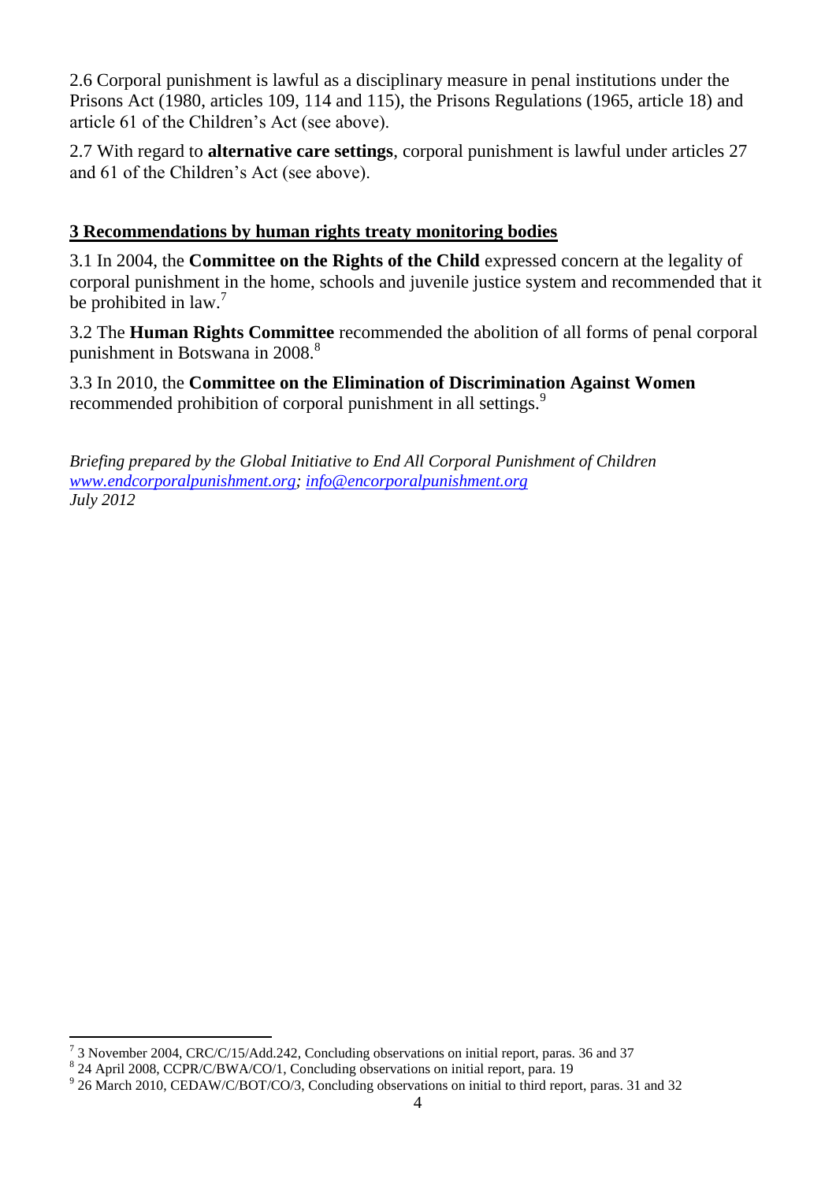2.6 Corporal punishment is lawful as a disciplinary measure in penal institutions under the Prisons Act (1980, articles 109, 114 and 115), the Prisons Regulations (1965, article 18) and article 61 of the Children's Act (see above).

2.7 With regard to **alternative care settings**, corporal punishment is lawful under articles 27 and 61 of the Children's Act (see above).

## 3 Recommendations by human rights treaty monitoring bodies

3.1 In 2004, the **Committee on the Rights of the Child** expressed concern at the legality of corporal punishment in the home, schools and juvenile justice system and recommended that it be prohibited in law.[7]

3.2 The **Human Rights Committee** recommended the abolition of all forms of penal corporal punishment in Botswana in 2008.[8]

3.3 In 2010, the **Committee on the Elimination of Discrimination Against Women** recommended prohibition of corporal punishment in all settings.[9]

*Briefing prepared by the Global Initiative to End All Corporal Punishment of Children*
*www.endcorporalpunishment.org; info@encorporalpunishment.org*
*July 2012*

---

[7] 3 November 2004, CRC/C/15/Add.242, Concluding observations on initial report, paras. 36 and 37

[8] 24 April 2008, CCPR/C/BWA/CO/1, Concluding observations on initial report, para. 19

[9] 26 March 2010, CEDAW/C/BOT/CO/3, Concluding observations on initial to third report, paras. 31 and 32